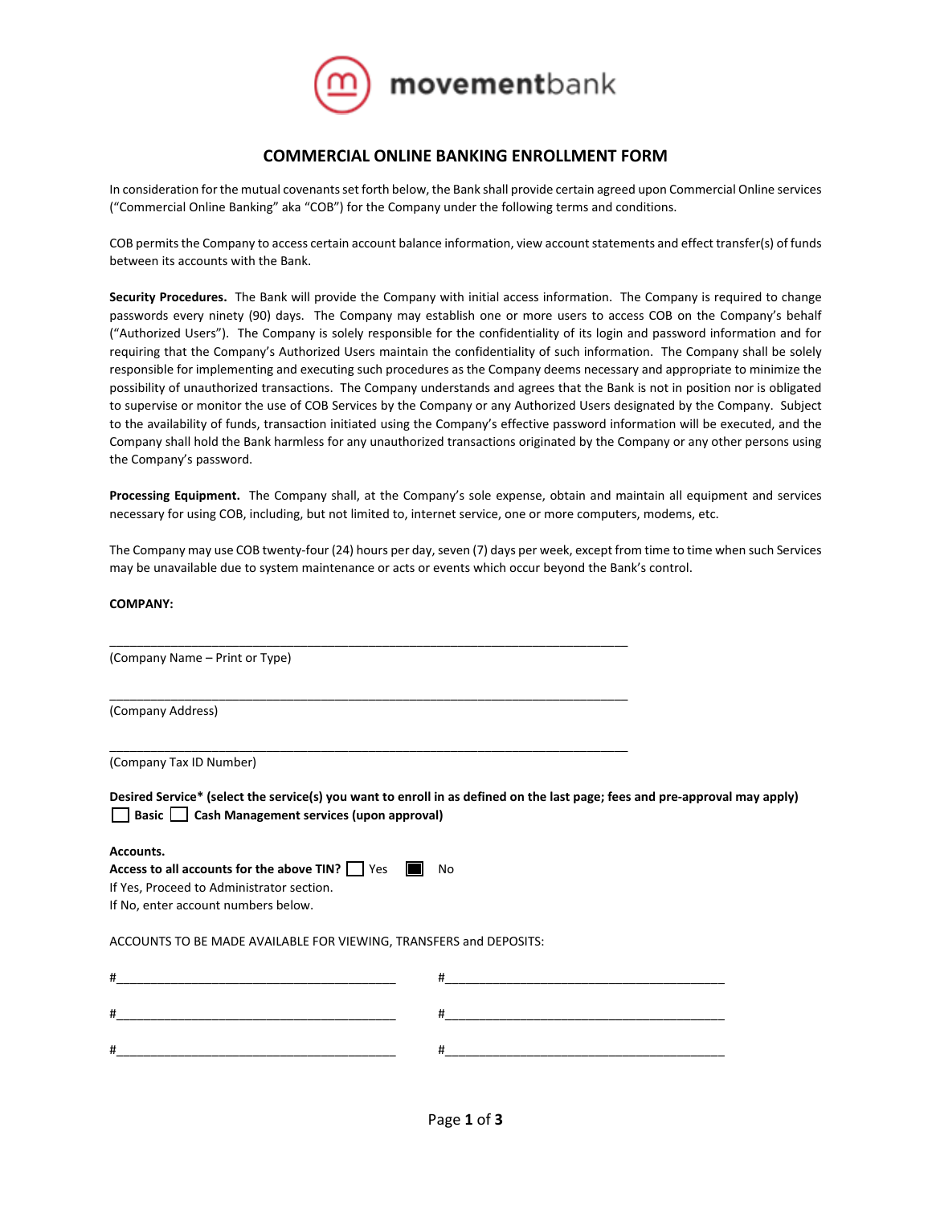movementbank

# COMMERCIAL ONLINE BANKING ENROLLMENT FORM

In consideration for the mutual covenants set forth below, the Bank shall provide certain agreed upon Commercial Online services ("Commercial Online Banking" aka "COB") for the Company under the following terms and conditions.

COB permits the Company to access certain account balance information, view account statements and effect transfer(s) of funds between its accounts with the Bank.

**Security Procedures.** The Bank will provide the Company with initial access information. The Company is required to change passwords every ninety (90) days. The Company may establish one or more users to access COB on the Company's behalf ("Authorized Users"). The Company is solely responsible for the confidentiality of its login and password information and for requiring that the Company's Authorized Users maintain the confidentiality of such information. The Company shall be solely responsible for implementing and executing such procedures as the Company deems necessary and appropriate to minimize the possibility of unauthorized transactions. The Company understands and agrees that the Bank is not in position nor is obligated to supervise or monitor the use of COB Services by the Company or any Authorized Users designated by the Company. Subject to the availability of funds, transaction initiated using the Company's effective password information will be executed, and the Company shall hold the Bank harmless for any unauthorized transactions originated by the Company or any other persons using the Company's password.

**Processing Equipment.** The Company shall, at the Company's sole expense, obtain and maintain all equipment and services necessary for using COB, including, but not limited to, internet service, one or more computers, modems, etc.

The Company may use COB twenty-four (24) hours per day, seven (7) days per week, except from time to time when such Services may be unavailable due to system maintenance or acts or events which occur beyond the Bank's control.

**COMPANY:**

______________________________________________________________________________
(Company Name – Print or Type)

______________________________________________________________________________
(Company Address)

______________________________________________________________________________
(Company Tax ID Number)

**Desired Service\* (select the service(s) you want to enroll in as defined on the last page; fees and pre-approval may apply)**
☐ **Basic** ☐ **Cash Management services (upon approval)**

**Accounts.**
**Access to all accounts for the above TIN?** ☐ Yes ■ No
If Yes, Proceed to Administrator section.
If No, enter account numbers below.

ACCOUNTS TO BE MADE AVAILABLE FOR VIEWING, TRANSFERS and DEPOSITS:

#__________________________________________ #__________________________________________

#__________________________________________ #__________________________________________

#__________________________________________ #__________________________________________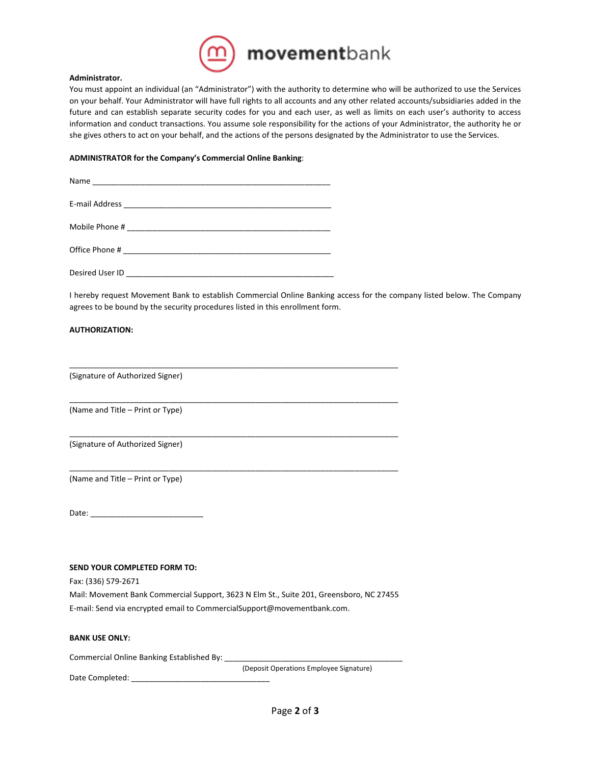**Administrator.**

You must appoint an individual (an "Administrator") with the authority to determine who will be authorized to use the Services on your behalf. Your Administrator will have full rights to all accounts and any other related accounts/subsidiaries added in the future and can establish separate security codes for you and each user, as well as limits on each user's authority to access information and conduct transactions. You assume sole responsibility for the actions of your Administrator, the authority he or she gives others to act on your behalf, and the actions of the persons designated by the Administrator to use the Services.

**ADMINISTRATOR for the Company's Commercial Online Banking**:

Name ________________________________________________________

E-mail Address ________________________________________________

Mobile Phone # _______________________________________________

Office Phone # ________________________________________________

Desired User ID ________________________________________________

I hereby request Movement Bank to establish Commercial Online Banking access for the company listed below. The Company agrees to be bound by the security procedures listed in this enrollment form.

**AUTHORIZATION:**

______________________________________________________________________________

(Signature of Authorized Signer)

______________________________________________________________________________

(Name and Title – Print or Type)

______________________________________________________________________________

(Signature of Authorized Signer)

______________________________________________________________________________

(Name and Title – Print or Type)

Date: __________________________

**SEND YOUR COMPLETED FORM TO:**

Fax: (336) 579-2671

Mail: Movement Bank Commercial Support, 3623 N Elm St., Suite 201, Greensboro, NC 27455

E-mail: Send via encrypted email to CommercialSupport@movementbank.com.

**BANK USE ONLY:**

Commercial Online Banking Established By: __________________________________________

(Deposit Operations Employee Signature)

Date Completed: ________________________________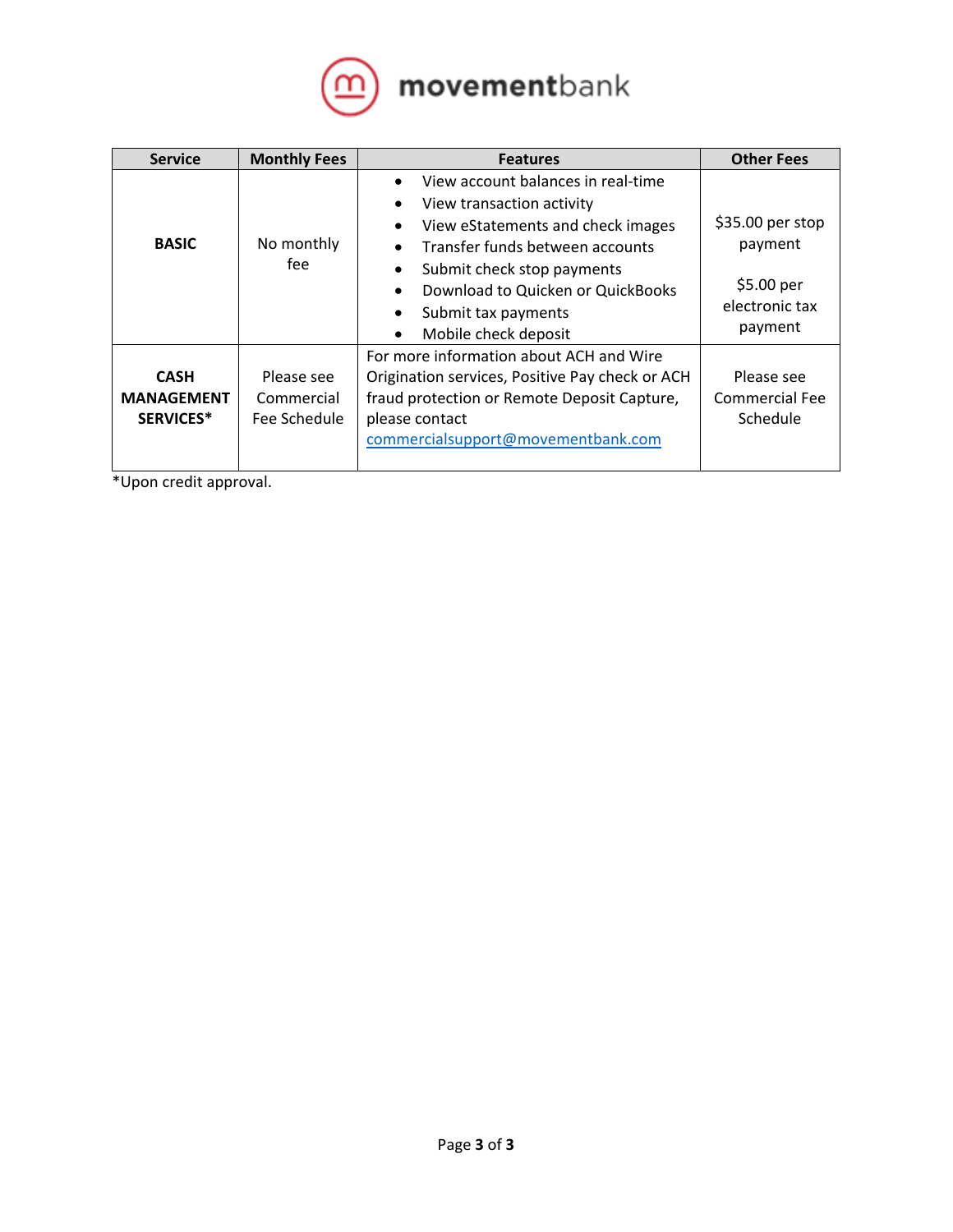movementbank

| Service | Monthly Fees | Features | Other Fees |
| --- | --- | --- | --- |
| **BASIC** | No monthly fee | • View account balances in real-time<br>• View transaction activity<br>• View eStatements and check images<br>• Transfer funds between accounts<br>• Submit check stop payments<br>• Download to Quicken or QuickBooks<br>• Submit tax payments<br>• Mobile check deposit | $35.00 per stop payment<br><br>$5.00 per electronic tax payment |
| **CASH MANAGEMENT SERVICES*** | Please see Commercial Fee Schedule | For more information about ACH and Wire Origination services, Positive Pay check or ACH fraud protection or Remote Deposit Capture, please contact commercialsupport@movementbank.com | Please see Commercial Fee Schedule |

*Upon credit approval.